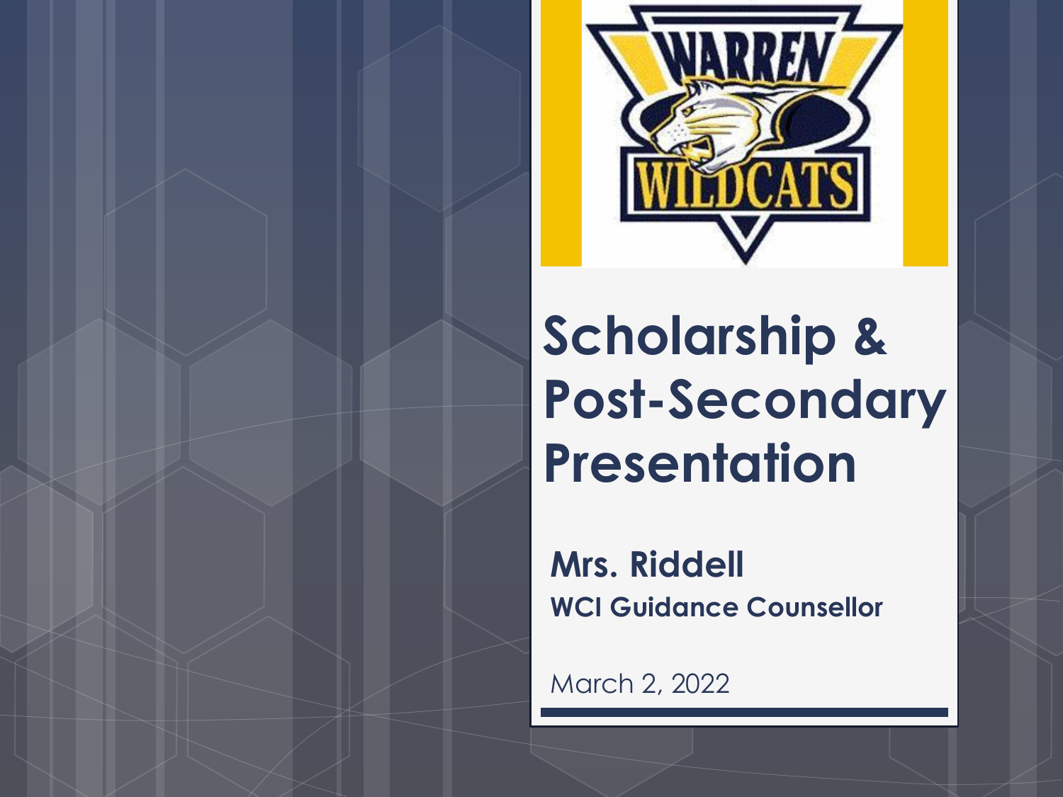# Scholarship & Post-Secondary Presentation

**Mrs. Riddell**

**WCI Guidance Counsellor**

March 2, 2022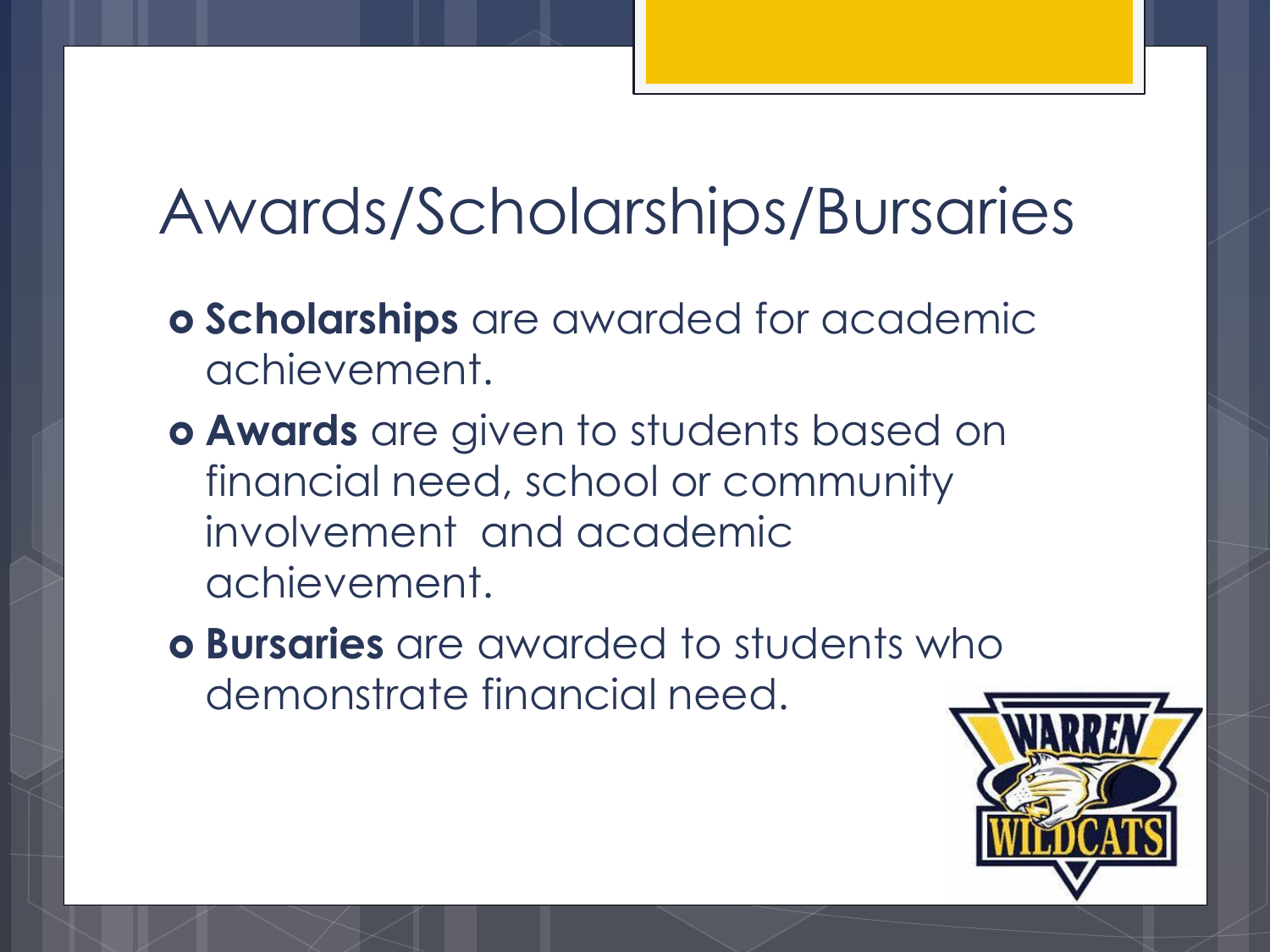# Awards/Scholarships/Bursaries

- **Scholarships** are awarded for academic achievement.
- **Awards** are given to students based on financial need, school or community involvement and academic achievement.
- **Bursaries** are awarded to students who demonstrate financial need.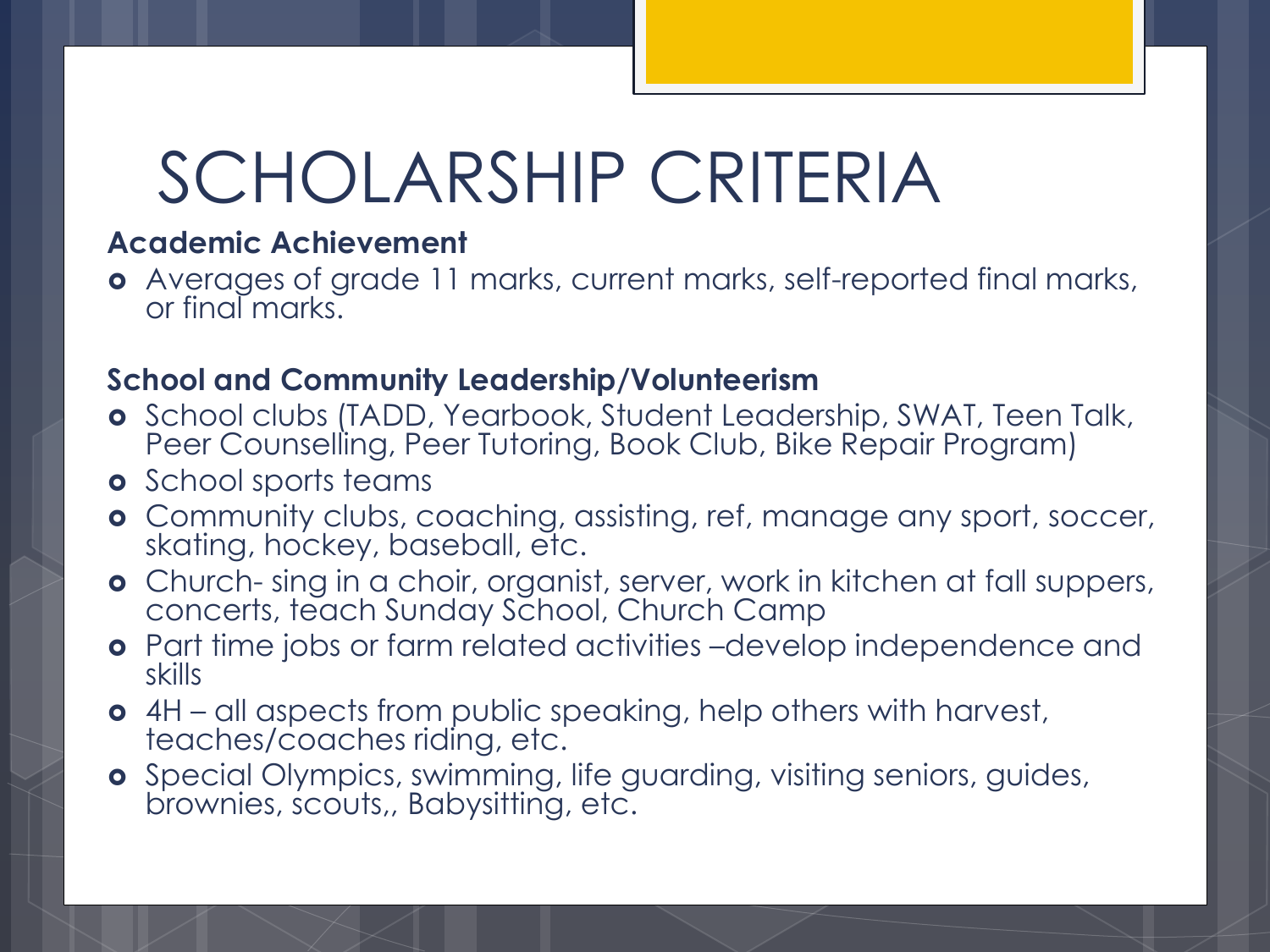# SCHOLARSHIP CRITERIA

**Academic Achievement**

- Averages of grade 11 marks, current marks, self-reported final marks, or final marks.

**School and Community Leadership/Volunteerism**

- School clubs (TADD, Yearbook, Student Leadership, SWAT, Teen Talk, Peer Counselling, Peer Tutoring, Book Club, Bike Repair Program)
- School sports teams
- Community clubs, coaching, assisting, ref, manage any sport, soccer, skating, hockey, baseball, etc.
- Church- sing in a choir, organist, server, work in kitchen at fall suppers, concerts, teach Sunday School, Church Camp
- Part time jobs or farm related activities –develop independence and skills
- 4H – all aspects from public speaking, help others with harvest, teaches/coaches riding, etc.
- Special Olympics, swimming, life guarding, visiting seniors, guides, brownies, scouts,, Babysitting, etc.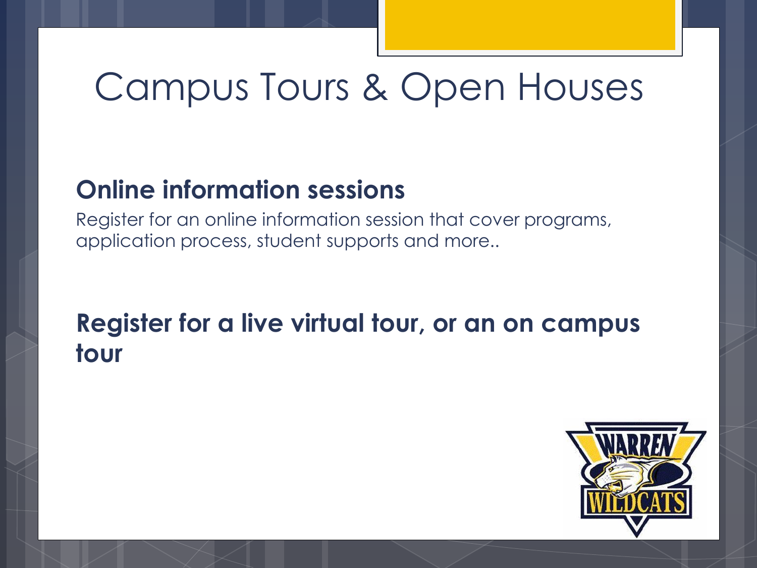# Campus Tours & Open Houses

## Online information sessions

Register for an online information session that cover programs, application process, student supports and more..

## Register for a live virtual tour, or an on campus tour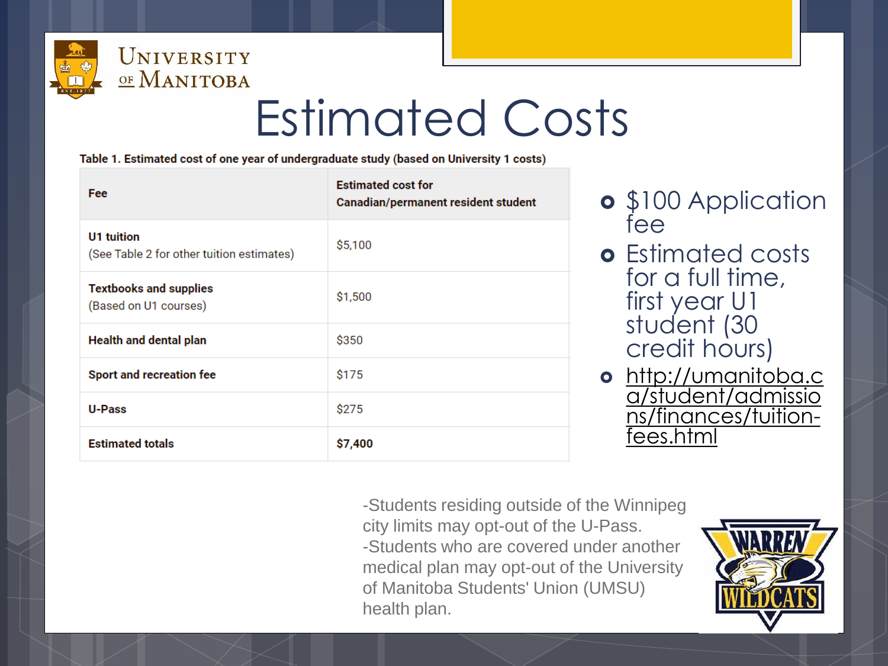# Estimated Costs

Table 1. Estimated cost of one year of undergraduate study (based on University 1 costs)

| Fee | Estimated cost for Canadian/permanent resident student |
| --- | --- |
| **U1 tuition** (See Table 2 for other tuition estimates) | $5,100 |
| **Textbooks and supplies** (Based on U1 courses) | $1,500 |
| **Health and dental plan** | $350 |
| **Sport and recreation fee** | $175 |
| **U-Pass** | $275 |
| **Estimated totals** | **$7,400** |

- $100 Application fee
- Estimated costs for a full time, first year U1 student (30 credit hours)
- http://umanitoba.ca/student/admissions/finances/tuition-fees.html

-Students residing outside of the Winnipeg city limits may opt-out of the U-Pass.
-Students who are covered under another medical plan may opt-out of the University of Manitoba Students' Union (UMSU) health plan.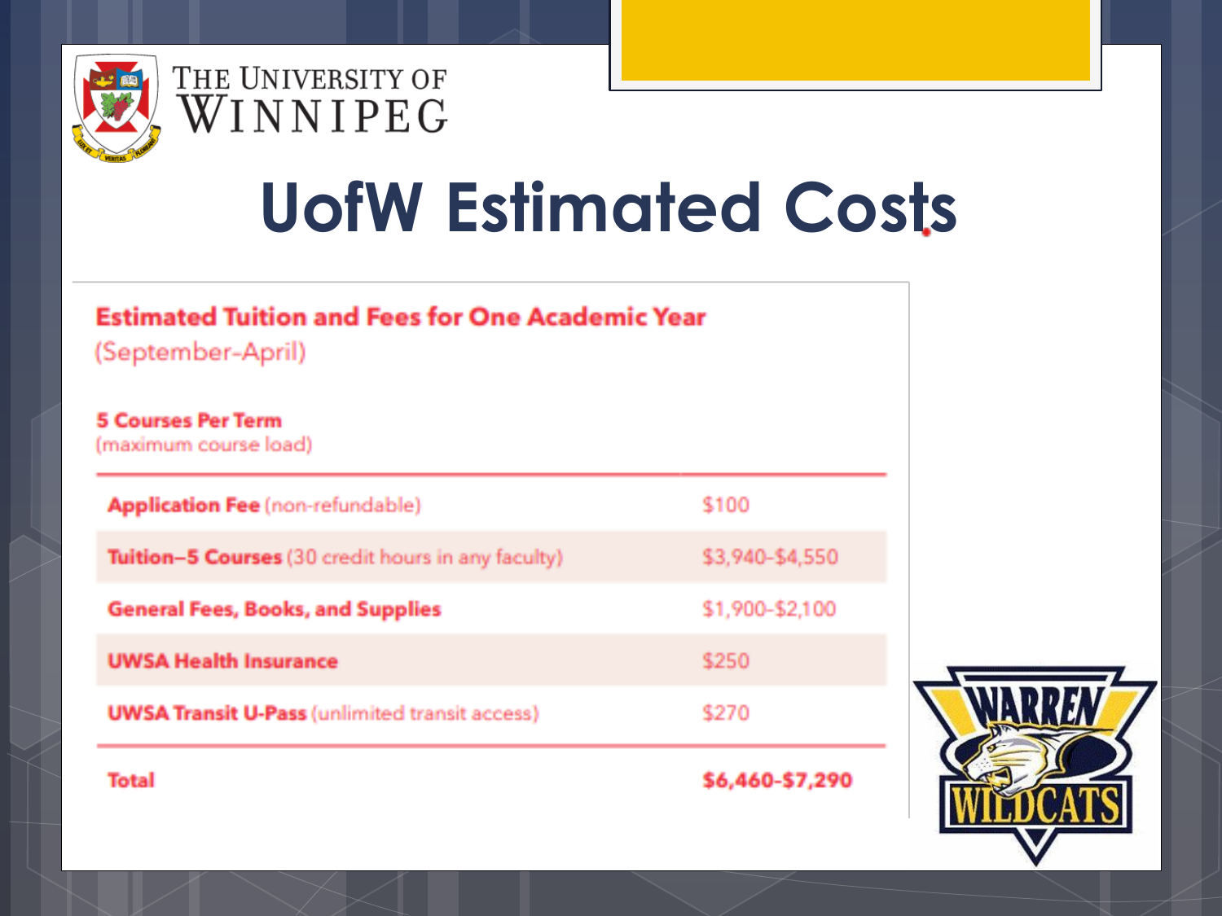THE UNIVERSITY OF WINNIPEG

# UofW Estimated Costs

## Estimated Tuition and Fees for One Academic Year

(September-April)

### 5 Courses Per Term

(maximum course load)

| | |
|---|---|
| **Application Fee** (non-refundable) | $100 |
| **Tuition–5 Courses** (30 credit hours in any faculty) | $3,940-$4,550 |
| **General Fees, Books, and Supplies** | $1,900-$2,100 |
| **UWSA Health Insurance** | $250 |
| **UWSA Transit U-Pass** (unlimited transit access) | $270 |
| **Total** | **$6,460-$7,290** |

WARREN WILDCATS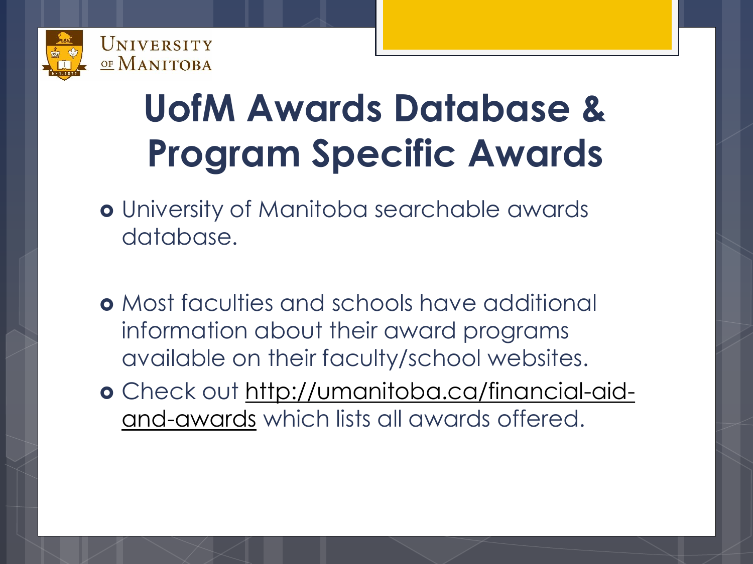# UofM Awards Database & Program Specific Awards

- University of Manitoba searchable awards database.
- Most faculties and schools have additional information about their award programs available on their faculty/school websites.
- Check out http://umanitoba.ca/financial-aid-and-awards which lists all awards offered.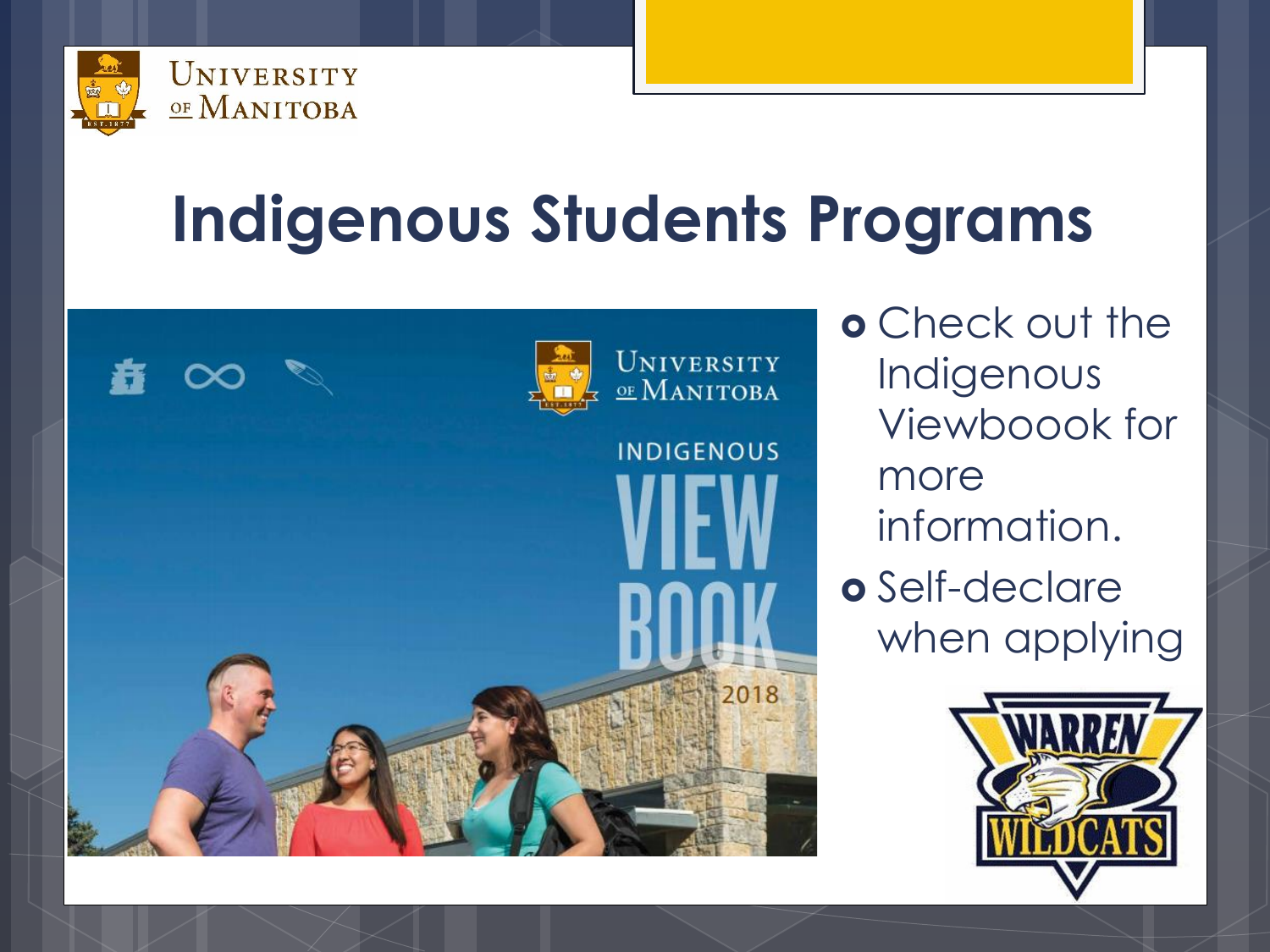# Indigenous Students Programs

- Check out the Indigenous Viewboook for more information.
- Self-declare when applying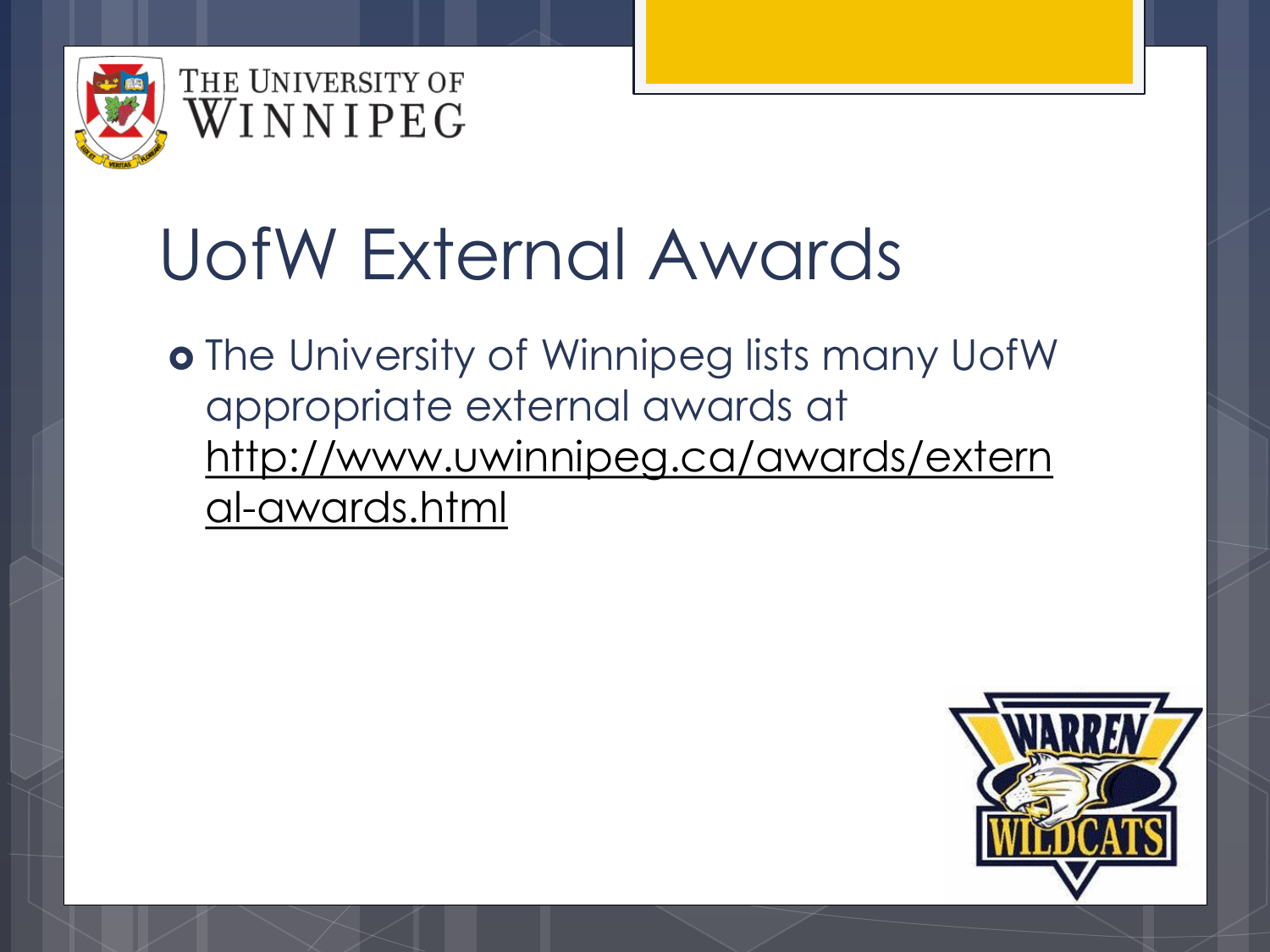# UofW External Awards

- The University of Winnipeg lists many UofW appropriate external awards at http://www.uwinnipeg.ca/awards/external-awards.html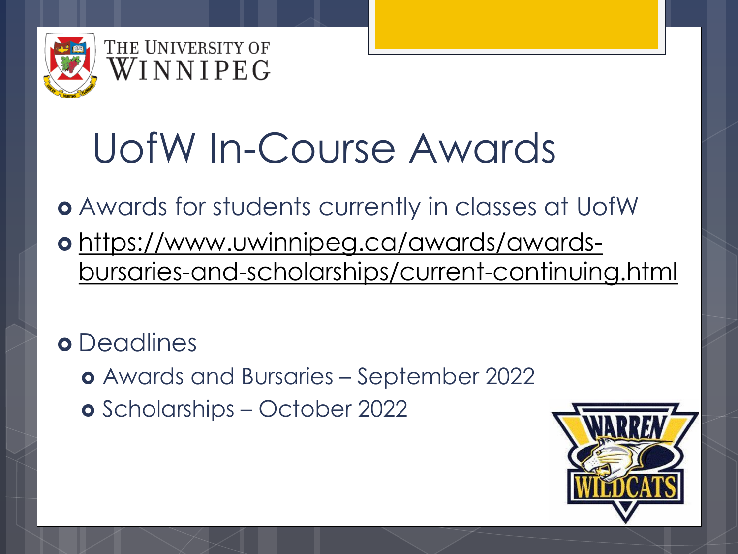# UofW In-Course Awards

- Awards for students currently in classes at UofW
- https://www.uwinnipeg.ca/awards/awards-bursaries-and-scholarships/current-continuing.html
- Deadlines
  - Awards and Bursaries – September 2022
  - Scholarships – October 2022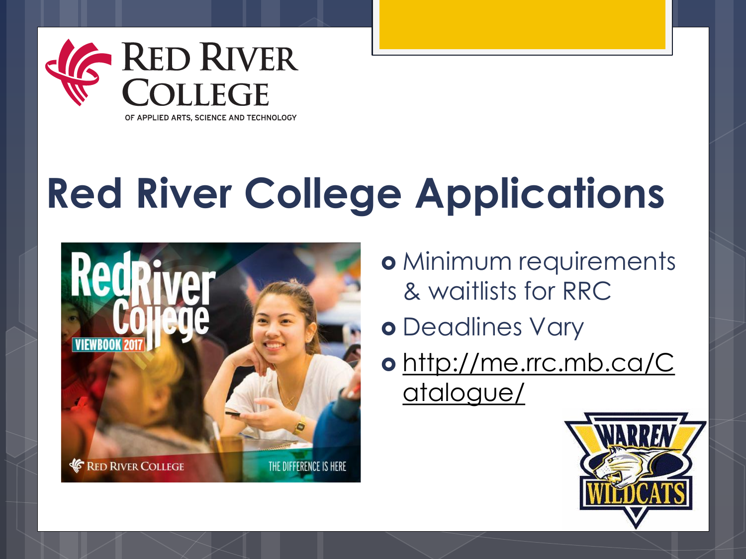# Red River College Applications

- Minimum requirements & waitlists for RRC
- Deadlines Vary
- http://me.rrc.mb.ca/Catalogue/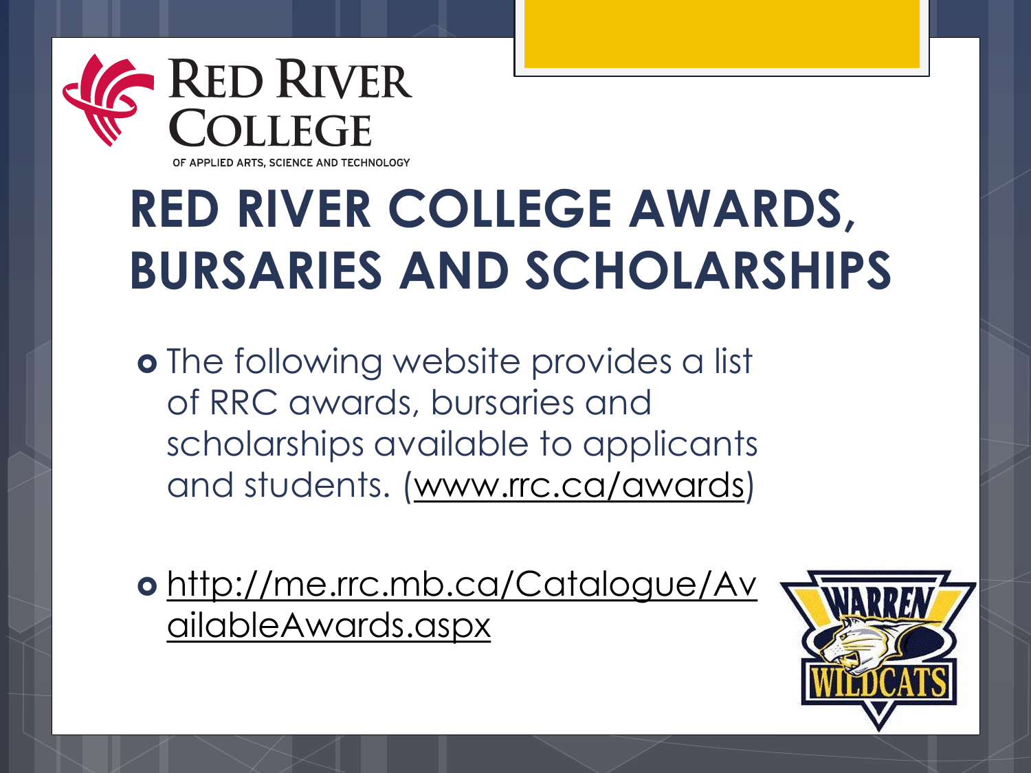# RED RIVER COLLEGE AWARDS, BURSARIES AND SCHOLARSHIPS

- The following website provides a list of RRC awards, bursaries and scholarships available to applicants and students. (www.rrc.ca/awards)
- http://me.rrc.mb.ca/Catalogue/AvailableAwards.aspx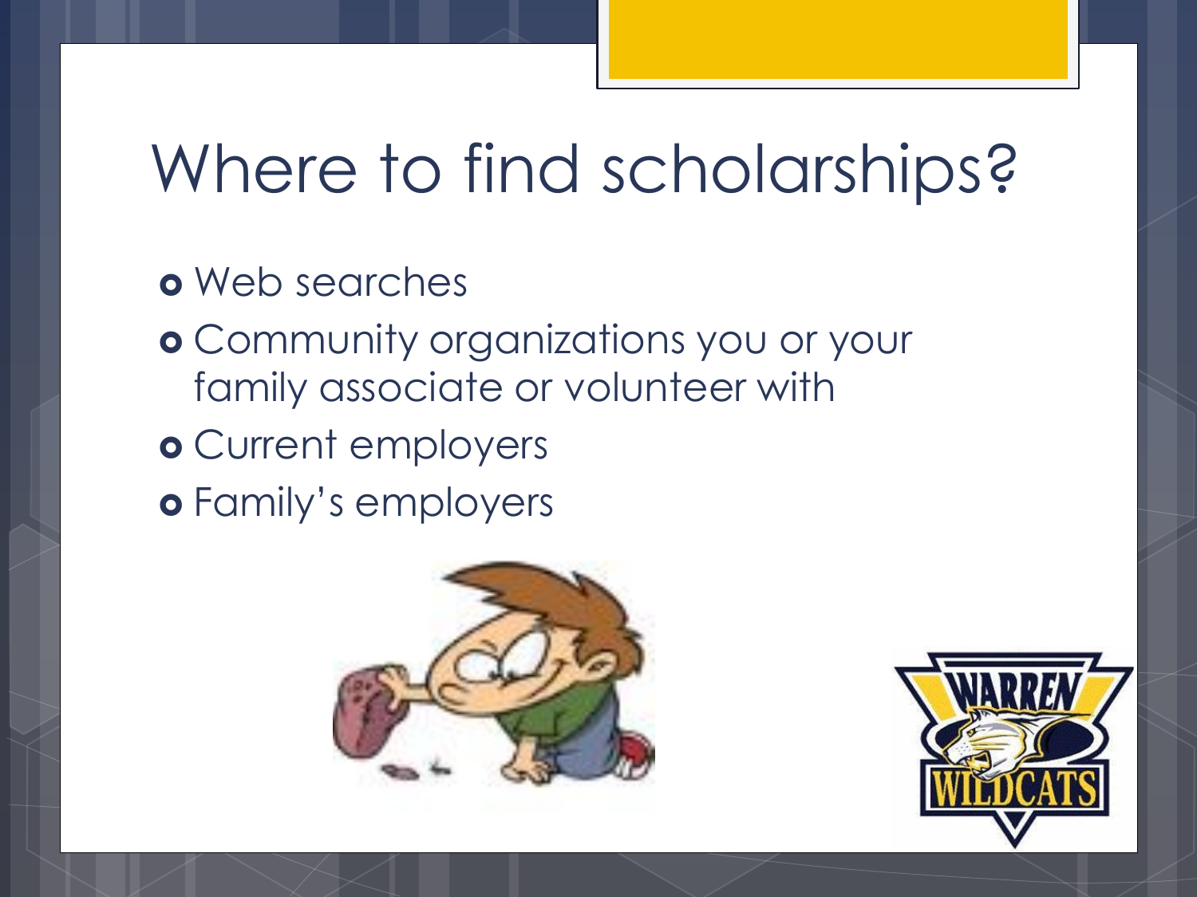# Where to find scholarships?

- Web searches
- Community organizations you or your family associate or volunteer with
- Current employers
- Family's employers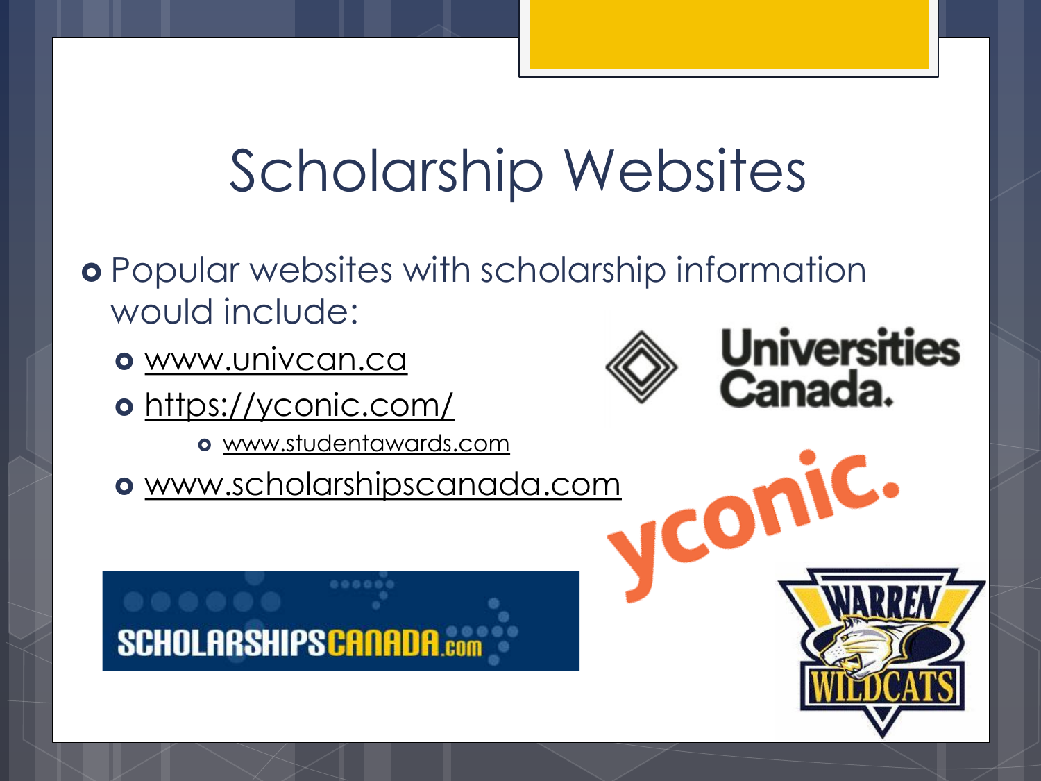# Scholarship Websites

- Popular websites with scholarship information would include:
  - www.univcan.ca
  - https://yconic.com/
    - www.studentawards.com
  - www.scholarshipscanada.com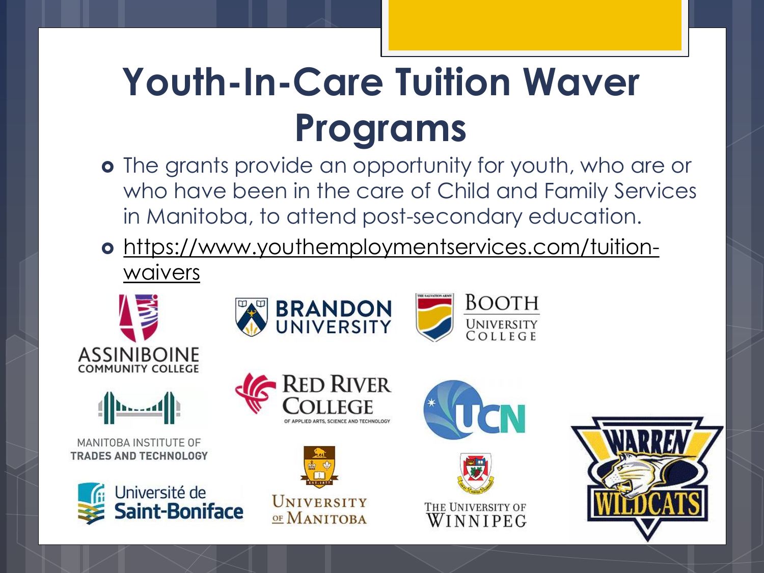# Youth-In-Care Tuition Waver Programs

- The grants provide an opportunity for youth, who are or who have been in the care of Child and Family Services in Manitoba, to attend post-secondary education.
- https://www.youthemploymentservices.com/tuition-waivers

ASSINIBOINE COMMUNITY COLLEGE

BRANDON UNIVERSITY

BOOTH UNIVERSITY COLLEGE

MANITOBA INSTITUTE OF TRADES AND TECHNOLOGY

RED RIVER COLLEGE OF APPLIED ARTS, SCIENCE AND TECHNOLOGY

UCN

Université de Saint-Boniface

UNIVERSITY OF MANITOBA

THE UNIVERSITY OF WINNIPEG

WARREN WILDCATS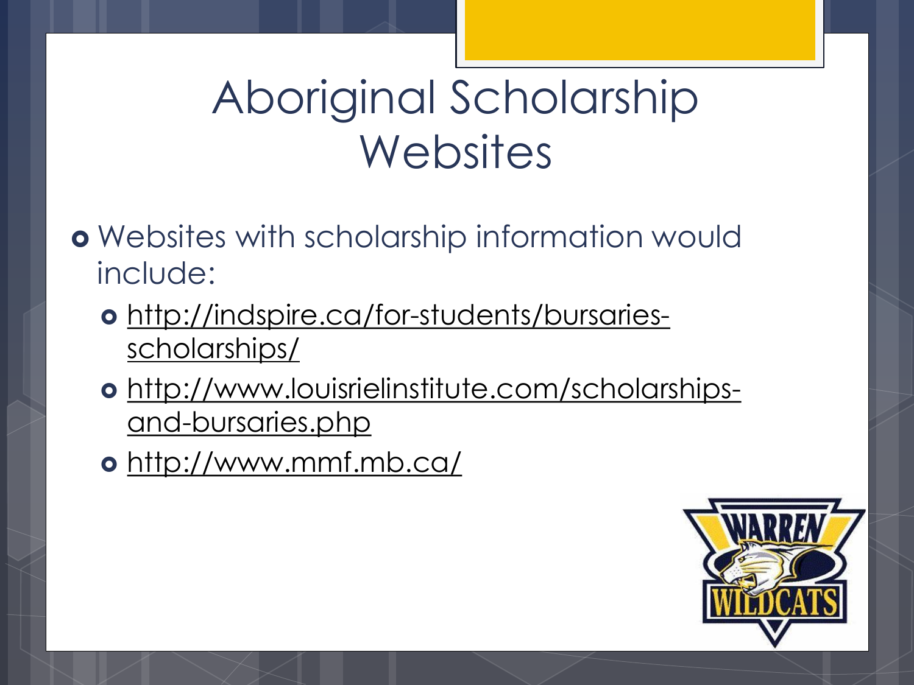# Aboriginal Scholarship Websites

- Websites with scholarship information would include:
  - http://indspire.ca/for-students/bursaries-scholarships/
  - http://www.louisrielinstitute.com/scholarships-and-bursaries.php
  - http://www.mmf.mb.ca/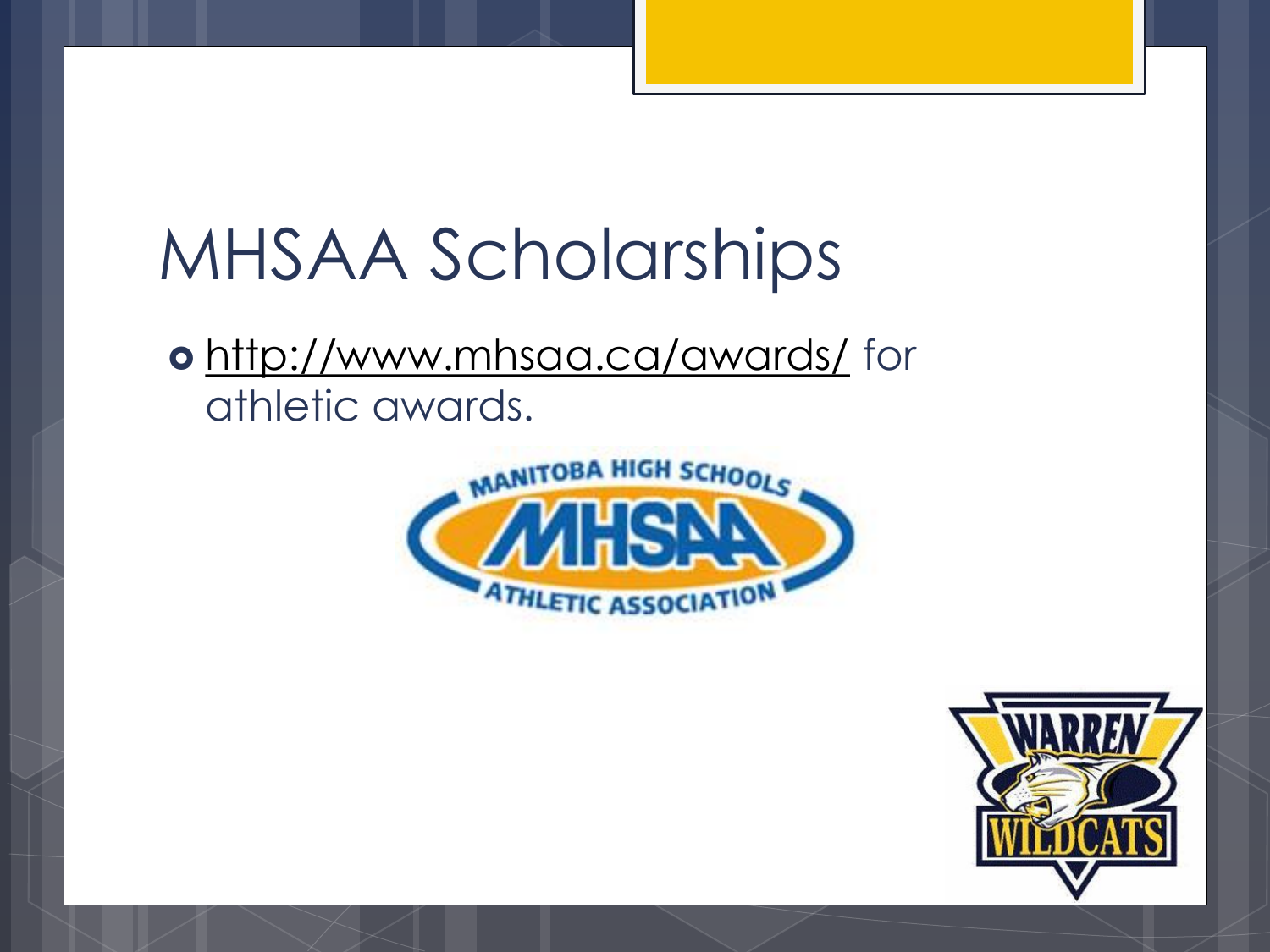# MHSAA Scholarships

- http://www.mhsaa.ca/awards/ for athletic awards.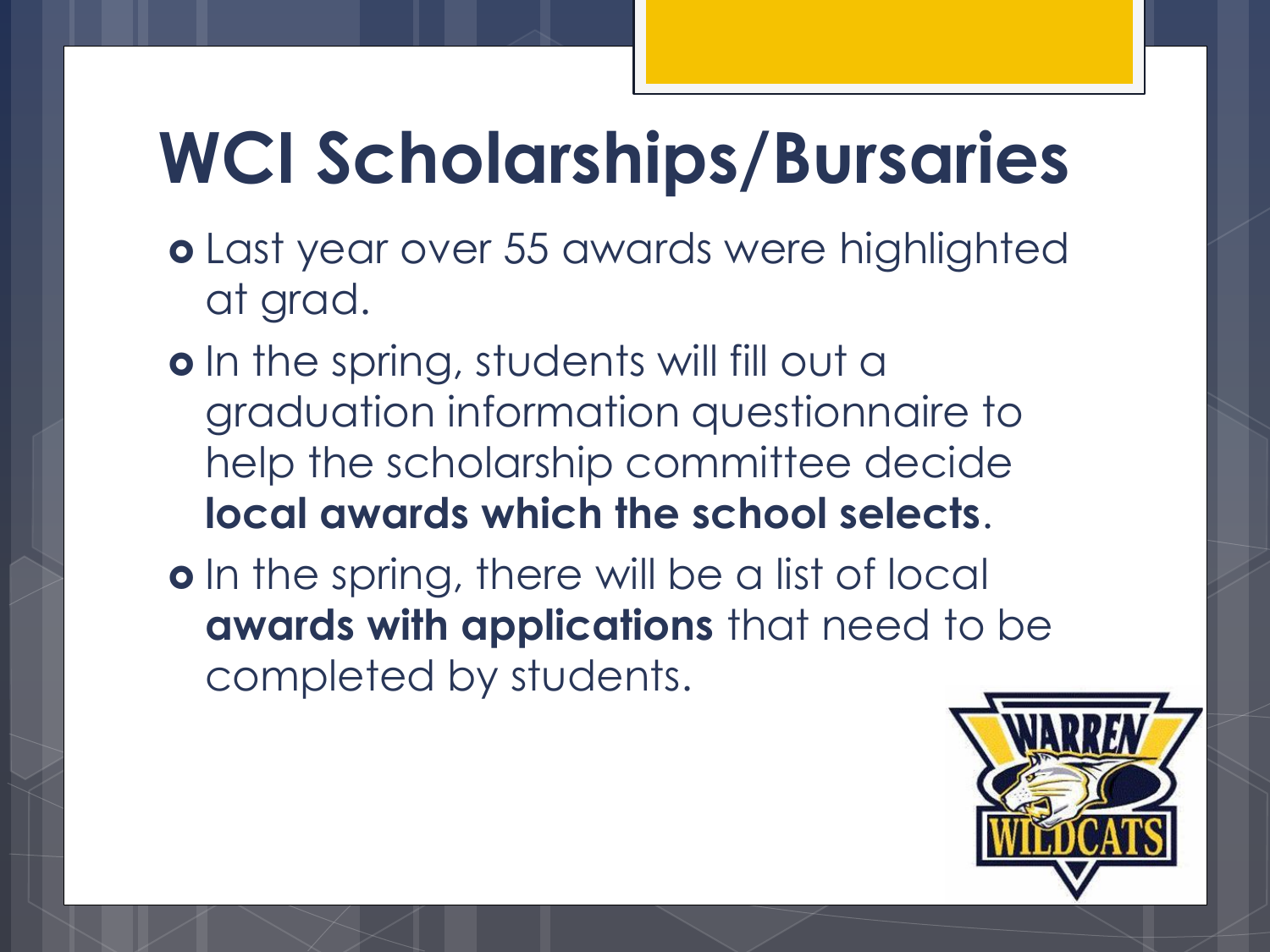# WCI Scholarships/Bursaries

- Last year over 55 awards were highlighted at grad.
- In the spring, students will fill out a graduation information questionnaire to help the scholarship committee decide **local awards which the school selects**.
- In the spring, there will be a list of local **awards with applications** that need to be completed by students.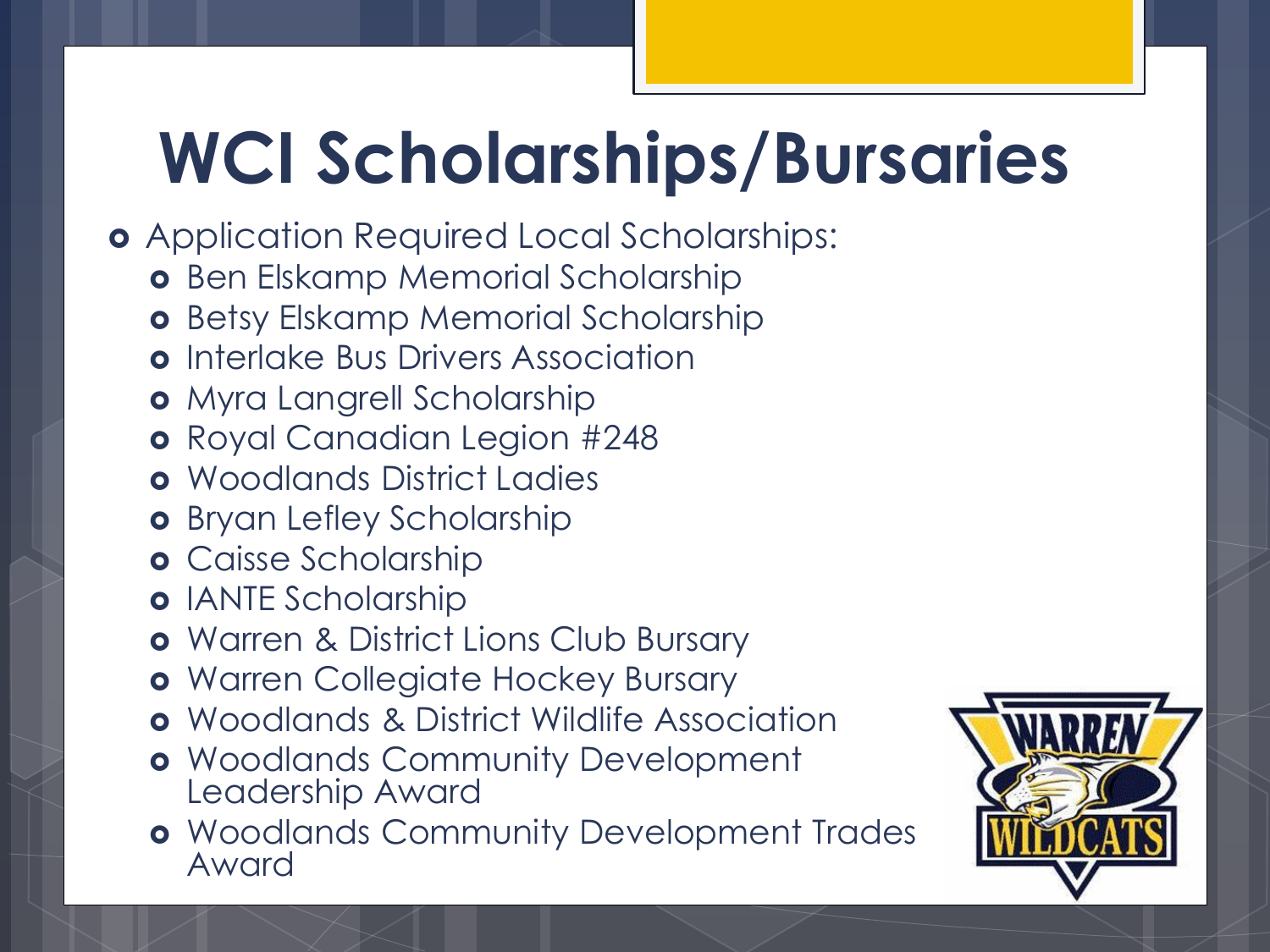# WCI Scholarships/Bursaries

- Application Required Local Scholarships:
  - Ben Elskamp Memorial Scholarship
  - Betsy Elskamp Memorial Scholarship
  - Interlake Bus Drivers Association
  - Myra Langrell Scholarship
  - Royal Canadian Legion #248
  - Woodlands District Ladies
  - Bryan Lefley Scholarship
  - Caisse Scholarship
  - IANTE Scholarship
  - Warren & District Lions Club Bursary
  - Warren Collegiate Hockey Bursary
  - Woodlands & District Wildlife Association
  - Woodlands Community Development Leadership Award
  - Woodlands Community Development Trades Award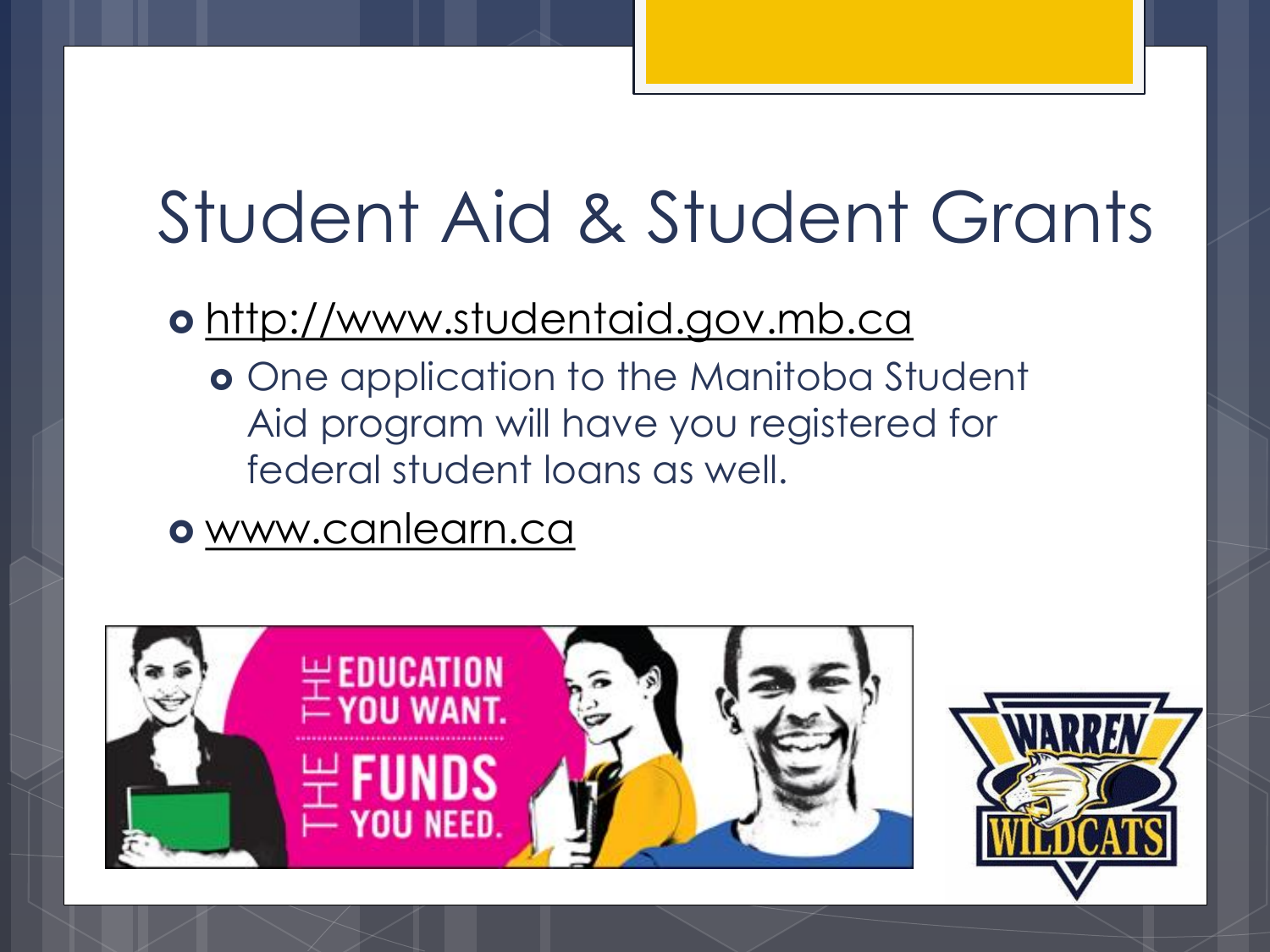# Student Aid & Student Grants

- http://www.studentaid.gov.mb.ca
  - One application to the Manitoba Student Aid program will have you registered for federal student loans as well.
- www.canlearn.ca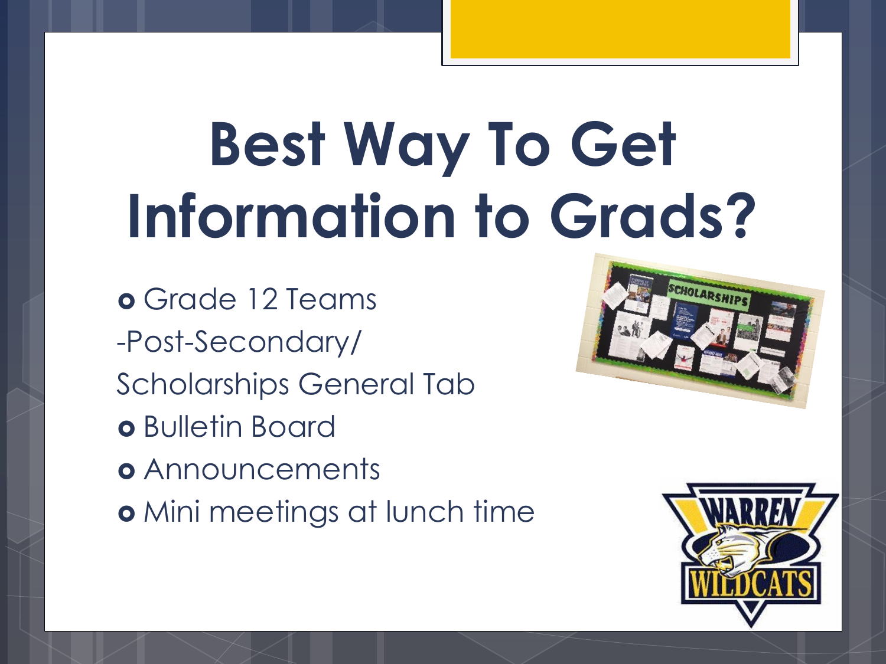# Best Way To Get Information to Grads?

- Grade 12 Teams

-Post-Secondary/

Scholarships General Tab

- Bulletin Board
- Announcements
- Mini meetings at lunch time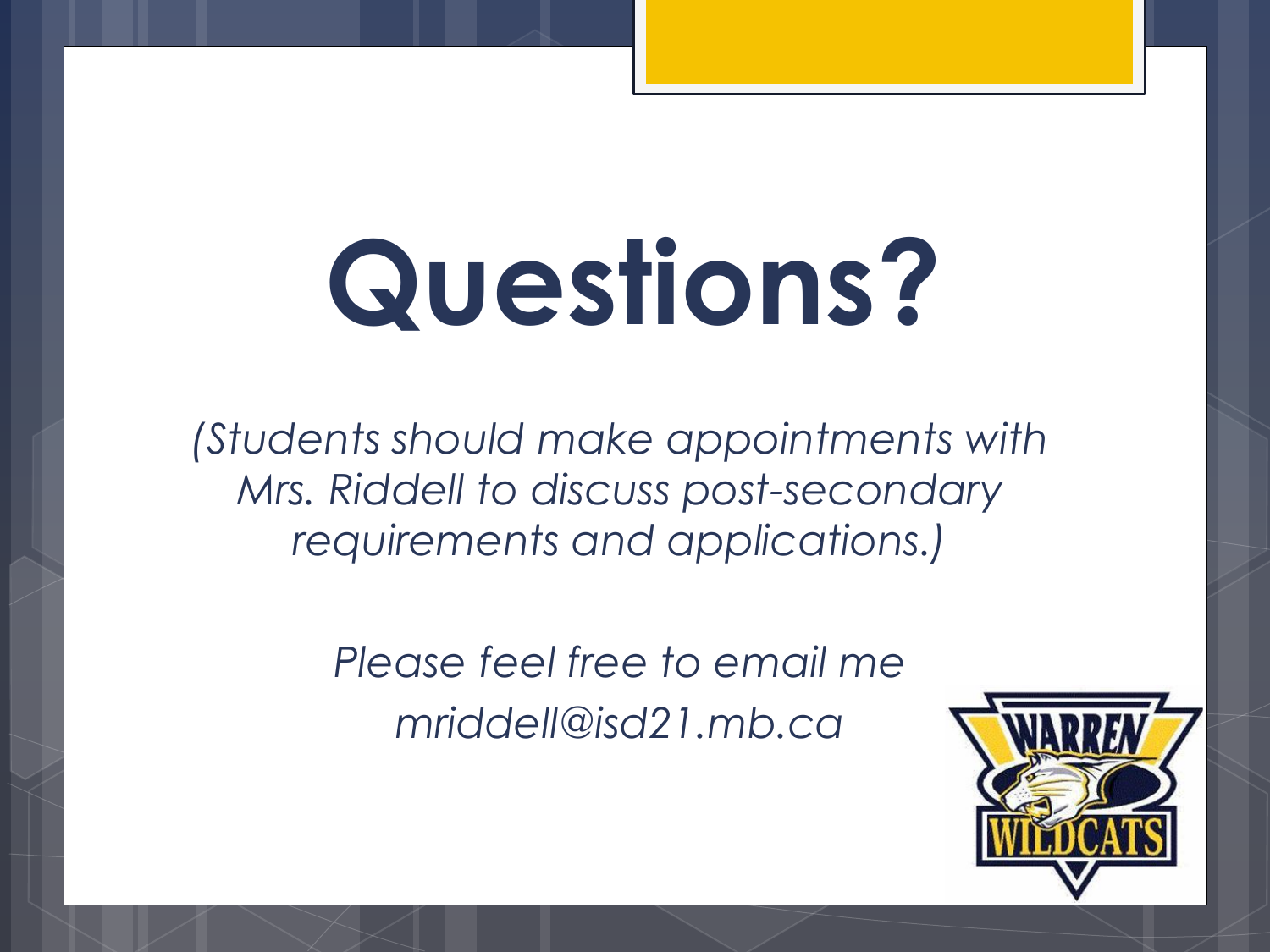# Questions?

*(Students should make appointments with Mrs. Riddell to discuss post-secondary requirements and applications.)*

*Please feel free to email me mriddell@isd21.mb.ca*